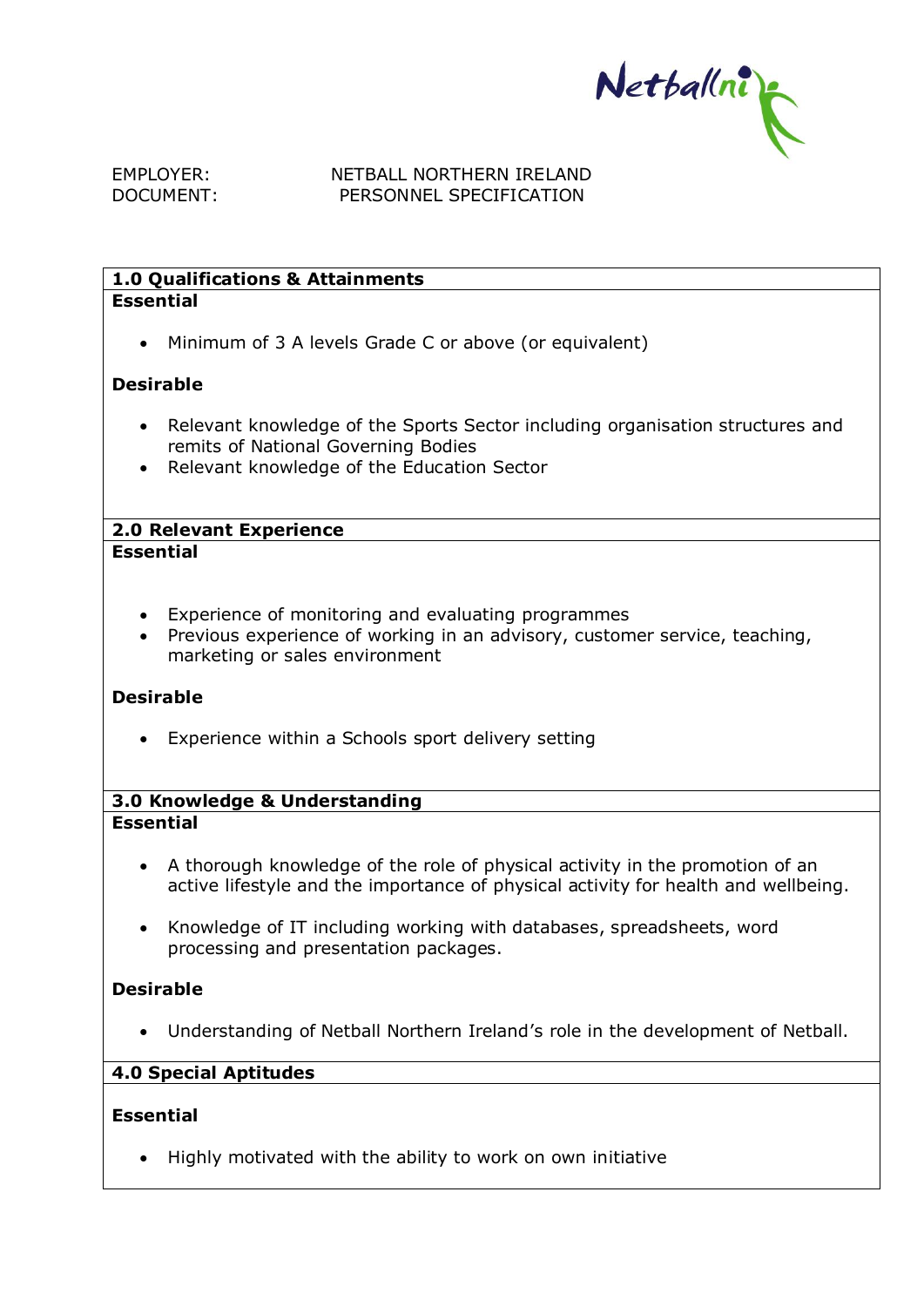EMPLOYER: NETBALL NORTHERN IRELAND
DOCUMENT: PERSONNEL SPECIFICATION

## 1.0 Qualifications & Attainments

**Essential**

- Minimum of 3 A levels Grade C or above (or equivalent)

**Desirable**

- Relevant knowledge of the Sports Sector including organisation structures and remits of National Governing Bodies
- Relevant knowledge of the Education Sector

## 2.0 Relevant Experience

**Essential**

- Experience of monitoring and evaluating programmes
- Previous experience of working in an advisory, customer service, teaching, marketing or sales environment

**Desirable**

- Experience within a Schools sport delivery setting

## 3.0 Knowledge & Understanding

**Essential**

- A thorough knowledge of the role of physical activity in the promotion of an active lifestyle and the importance of physical activity for health and wellbeing.
- Knowledge of IT including working with databases, spreadsheets, word processing and presentation packages.

**Desirable**

- Understanding of Netball Northern Ireland's role in the development of Netball.

## 4.0 Special Aptitudes

**Essential**

- Highly motivated with the ability to work on own initiative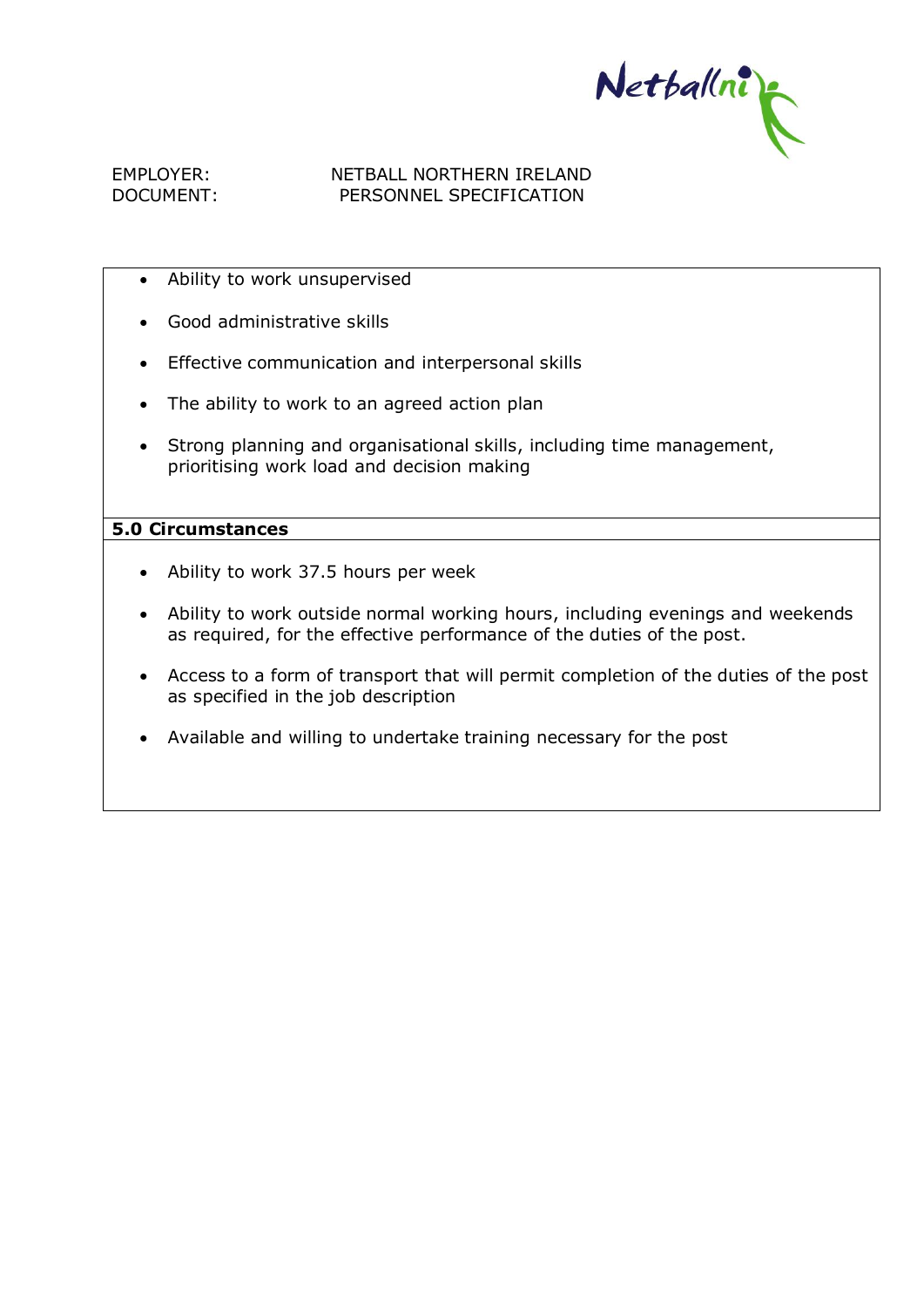EMPLOYER: NETBALL NORTHERN IRELAND
DOCUMENT: PERSONNEL SPECIFICATION

- Ability to work unsupervised
- Good administrative skills
- Effective communication and interpersonal skills
- The ability to work to an agreed action plan
- Strong planning and organisational skills, including time management, prioritising work load and decision making

**5.0 Circumstances**

- Ability to work 37.5 hours per week
- Ability to work outside normal working hours, including evenings and weekends as required, for the effective performance of the duties of the post.
- Access to a form of transport that will permit completion of the duties of the post as specified in the job description
- Available and willing to undertake training necessary for the post